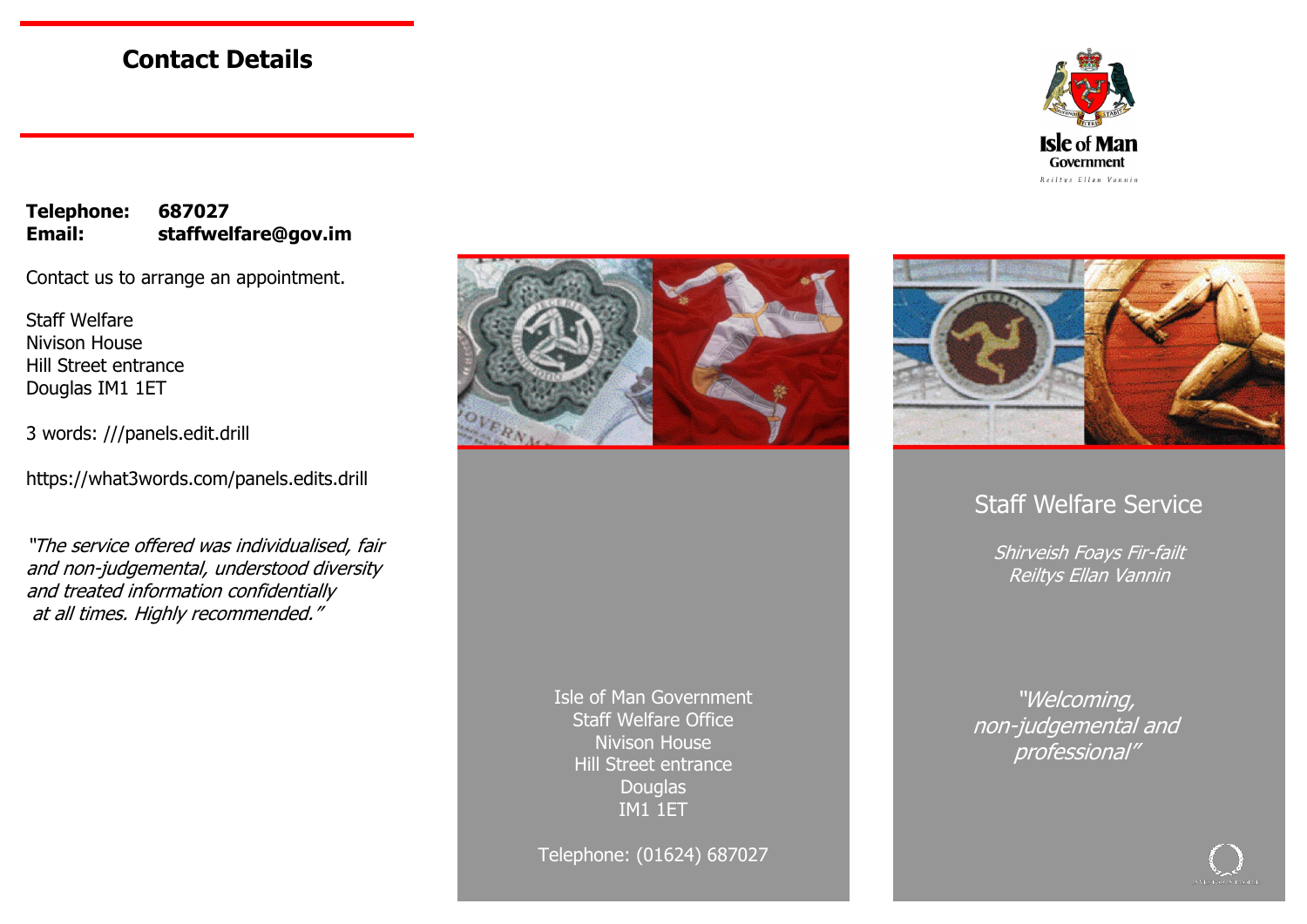## Contact Details

**Telephone:** **687027**
**Email:** **staffwelfare@gov.im**

Contact us to arrange an appointment.

Staff Welfare
Nivison House
Hill Street entrance
Douglas IM1 1ET

3 words: ///panels.edit.drill

https://what3words.com/panels.edits.drill

*"The service offered was individualised, fair and non-judgemental, understood diversity and treated information confidentially at all times. Highly recommended."*

Isle of Man Government
Staff Welfare Office
Nivison House
Hill Street entrance
Douglas
IM1 1ET

Telephone: (01624) 687027

Isle of Man Government
Reiltys Ellan Vannin

# Staff Welfare Service

*Shirveish Foays Fir-failt*
*Reiltys Ellan Vannin*

*"Welcoming, non-judgemental and professional"*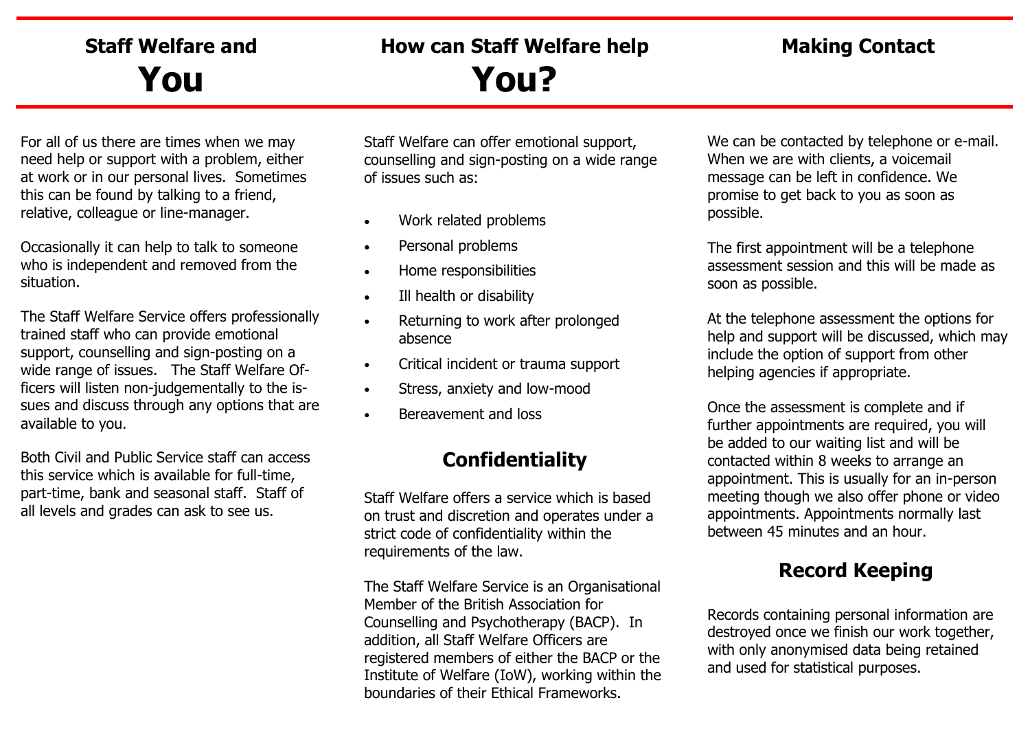## Staff Welfare and You

For all of us there are times when we may need help or support with a problem, either at work or in our personal lives. Sometimes this can be found by talking to a friend, relative, colleague or line-manager.

Occasionally it can help to talk to someone who is independent and removed from the situation.

The Staff Welfare Service offers professionally trained staff who can provide emotional support, counselling and sign-posting on a wide range of issues. The Staff Welfare Officers will listen non-judgementally to the issues and discuss through any options that are available to you.

Both Civil and Public Service staff can access this service which is available for full-time, part-time, bank and seasonal staff. Staff of all levels and grades can ask to see us.

## How can Staff Welfare help You?

Staff Welfare can offer emotional support, counselling and sign-posting on a wide range of issues such as:

- Work related problems
- Personal problems
- Home responsibilities
- Ill health or disability
- Returning to work after prolonged absence
- Critical incident or trauma support
- Stress, anxiety and low-mood
- Bereavement and loss

### Confidentiality

Staff Welfare offers a service which is based on trust and discretion and operates under a strict code of confidentiality within the requirements of the law.

The Staff Welfare Service is an Organisational Member of the British Association for Counselling and Psychotherapy (BACP). In addition, all Staff Welfare Officers are registered members of either the BACP or the Institute of Welfare (IoW), working within the boundaries of their Ethical Frameworks.

## Making Contact

We can be contacted by telephone or e-mail. When we are with clients, a voicemail message can be left in confidence. We promise to get back to you as soon as possible.

The first appointment will be a telephone assessment session and this will be made as soon as possible.

At the telephone assessment the options for help and support will be discussed, which may include the option of support from other helping agencies if appropriate.

Once the assessment is complete and if further appointments are required, you will be added to our waiting list and will be contacted within 8 weeks to arrange an appointment. This is usually for an in-person meeting though we also offer phone or video appointments. Appointments normally last between 45 minutes and an hour.

### Record Keeping

Records containing personal information are destroyed once we finish our work together, with only anonymised data being retained and used for statistical purposes.